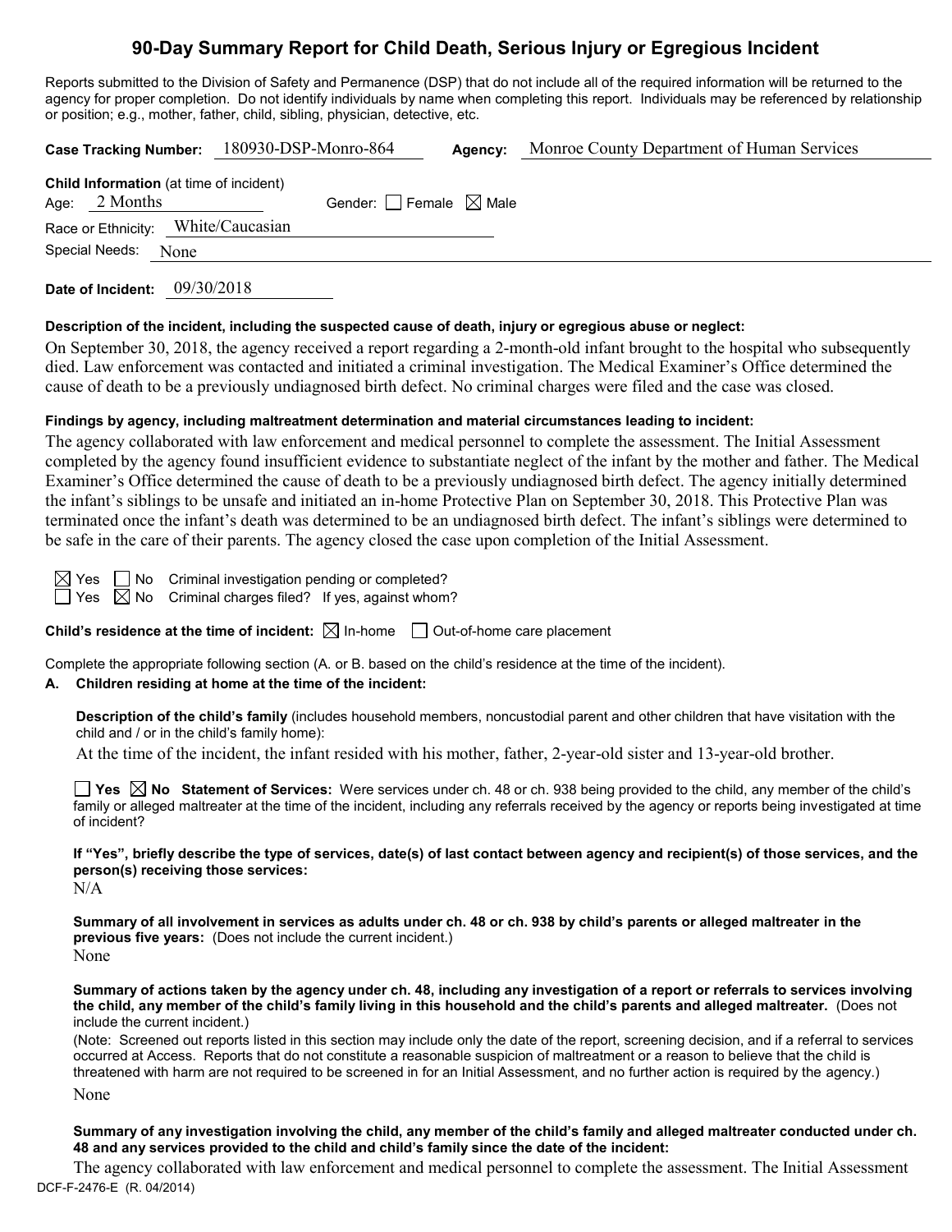# 90-Day Summary Report for Child Death, Serious Injury or Egregious Incident

Reports submitted to the Division of Safety and Permanence (DSP) that do not include all of the required information will be returned to the agency for proper completion. Do not identify individuals by name when completing this report. Individuals may be referenced by relationship or position; e.g., mother, father, child, sibling, physician, detective, etc.

**Case Tracking Number:** 180930-DSP-Monro-864 **Agency:** Monroe County Department of Human Services

**Child Information** (at time of incident)
Age: 2 Months Gender: ☐ Female ☒ Male
Race or Ethnicity: White/Caucasian
Special Needs: None

**Date of Incident:** 09/30/2018

**Description of the incident, including the suspected cause of death, injury or egregious abuse or neglect:**

On September 30, 2018, the agency received a report regarding a 2-month-old infant brought to the hospital who subsequently died. Law enforcement was contacted and initiated a criminal investigation. The Medical Examiner's Office determined the cause of death to be a previously undiagnosed birth defect. No criminal charges were filed and the case was closed.

**Findings by agency, including maltreatment determination and material circumstances leading to incident:**

The agency collaborated with law enforcement and medical personnel to complete the assessment. The Initial Assessment completed by the agency found insufficient evidence to substantiate neglect of the infant by the mother and father. The Medical Examiner's Office determined the cause of death to be a previously undiagnosed birth defect. The agency initially determined the infant's siblings to be unsafe and initiated an in-home Protective Plan on September 30, 2018. This Protective Plan was terminated once the infant's death was determined to be an undiagnosed birth defect. The infant's siblings were determined to be safe in the care of their parents. The agency closed the case upon completion of the Initial Assessment.

☒ Yes ☐ No Criminal investigation pending or completed?
☐ Yes ☒ No Criminal charges filed? If yes, against whom?

**Child's residence at the time of incident:** ☒ In-home ☐ Out-of-home care placement

Complete the appropriate following section (A. or B. based on the child's residence at the time of the incident).

**A. Children residing at home at the time of the incident:**

**Description of the child's family** (includes household members, noncustodial parent and other children that have visitation with the child and / or in the child's family home):

At the time of the incident, the infant resided with his mother, father, 2-year-old sister and 13-year-old brother.

☐ **Yes** ☒ **No Statement of Services:** Were services under ch. 48 or ch. 938 being provided to the child, any member of the child's family or alleged maltreater at the time of the incident, including any referrals received by the agency or reports being investigated at time of incident?

**If "Yes", briefly describe the type of services, date(s) of last contact between agency and recipient(s) of those services, and the person(s) receiving those services:**

N/A

**Summary of all involvement in services as adults under ch. 48 or ch. 938 by child's parents or alleged maltreater in the previous five years:** (Does not include the current incident.)

None

**Summary of actions taken by the agency under ch. 48, including any investigation of a report or referrals to services involving the child, any member of the child's family living in this household and the child's parents and alleged maltreater.** (Does not include the current incident.)

(Note: Screened out reports listed in this section may include only the date of the report, screening decision, and if a referral to services occurred at Access. Reports that do not constitute a reasonable suspicion of maltreatment or a reason to believe that the child is threatened with harm are not required to be screened in for an Initial Assessment, and no further action is required by the agency.)

None

**Summary of any investigation involving the child, any member of the child's family and alleged maltreater conducted under ch. 48 and any services provided to the child and child's family since the date of the incident:**

The agency collaborated with law enforcement and medical personnel to complete the assessment. The Initial Assessment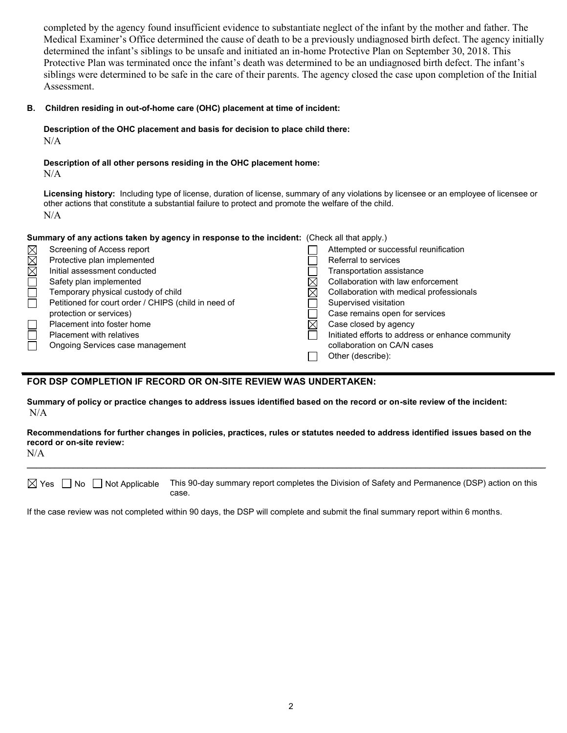completed by the agency found insufficient evidence to substantiate neglect of the infant by the mother and father. The Medical Examiner's Office determined the cause of death to be a previously undiagnosed birth defect. The agency initially determined the infant's siblings to be unsafe and initiated an in-home Protective Plan on September 30, 2018. This Protective Plan was terminated once the infant's death was determined to be an undiagnosed birth defect. The infant's siblings were determined to be safe in the care of their parents. The agency closed the case upon completion of the Initial Assessment.

**B. Children residing in out-of-home care (OHC) placement at time of incident:**

**Description of the OHC placement and basis for decision to place child there:**
N/A

**Description of all other persons residing in the OHC placement home:**
N/A

**Licensing history:** Including type of license, duration of license, summary of any violations by licensee or an employee of licensee or other actions that constitute a substantial failure to protect and promote the welfare of the child.
N/A

**Summary of any actions taken by agency in response to the incident:** (Check all that apply.)

- ☒ Screening of Access report
- ☒ Protective plan implemented
- ☒ Initial assessment conducted
- ☐ Safety plan implemented
- ☐ Temporary physical custody of child
- ☐ Petitioned for court order / CHIPS (child in need of protection or services)
- ☐ Placement into foster home
- ☐ Placement with relatives
- ☐ Ongoing Services case management
- ☐ Attempted or successful reunification
- ☐ Referral to services
- ☐ Transportation assistance
- ☒ Collaboration with law enforcement
- ☒ Collaboration with medical professionals
- ☐ Supervised visitation
- ☐ Case remains open for services
- ☒ Case closed by agency
- ☐ Initiated efforts to address or enhance community collaboration on CA/N cases
- ☐ Other (describe):

## FOR DSP COMPLETION IF RECORD OR ON-SITE REVIEW WAS UNDERTAKEN:

**Summary of policy or practice changes to address issues identified based on the record or on-site review of the incident:**
N/A

**Recommendations for further changes in policies, practices, rules or statutes needed to address identified issues based on the record or on-site review:**
N/A

---

☒ Yes ☐ No ☐ Not Applicable This 90-day summary report completes the Division of Safety and Permanence (DSP) action on this case.

If the case review was not completed within 90 days, the DSP will complete and submit the final summary report within 6 months.